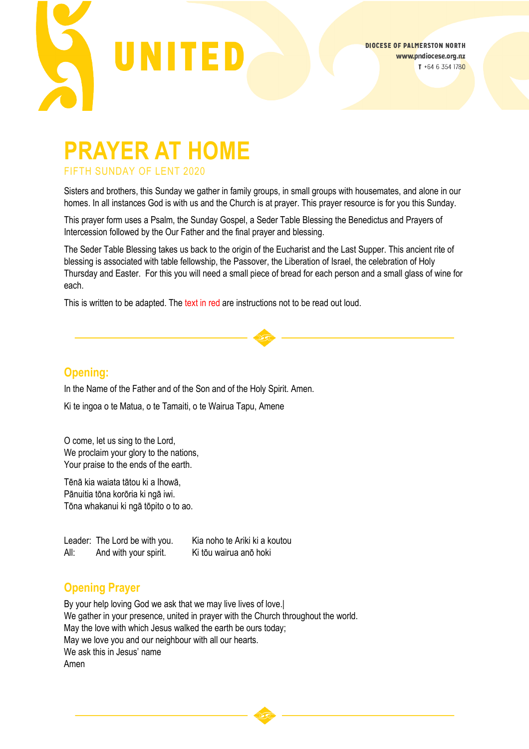UNITED

DIOCESE OF PALMERSTON NORTH
www.pndiocese.org.nz
T +64 6 354 1780

# PRAYER AT HOME

FIFTH SUNDAY OF LENT 2020

Sisters and brothers, this Sunday we gather in family groups, in small groups with housemates, and alone in our homes. In all instances God is with us and the Church is at prayer. This prayer resource is for you this Sunday.

This prayer form uses a Psalm, the Sunday Gospel, a Seder Table Blessing the Benedictus and Prayers of Intercession followed by the Our Father and the final prayer and blessing.

The Seder Table Blessing takes us back to the origin of the Eucharist and the Last Supper. This ancient rite of blessing is associated with table fellowship, the Passover, the Liberation of Israel, the celebration of Holy Thursday and Easter. For this you will need a small piece of bread for each person and a small glass of wine for each.

This is written to be adapted. The text in red are instructions not to be read out loud.

---

## Opening:

In the Name of the Father and of the Son and of the Holy Spirit. Amen.

Ki te ingoa o te Matua, o te Tamaiti, o te Wairua Tapu, Amene

O come, let us sing to the Lord,
We proclaim your glory to the nations,
Your praise to the ends of the earth.

Tēnā kia waiata tātou ki a Ihowā,
Pānuitia tōna korōria ki ngā iwi.
Tōna whakanui ki ngā tōpito o to ao.

| | | |
|---|---|---|
| Leader: | The Lord be with you. | Kia noho te Ariki ki a koutou |
| All: | And with your spirit. | Ki tōu wairua anō hoki |

## Opening Prayer

By your help loving God we ask that we may live lives of love.|
We gather in your presence, united in prayer with the Church throughout the world.
May the love with which Jesus walked the earth be ours today;
May we love you and our neighbour with all our hearts.
We ask this in Jesus' name
Amen

---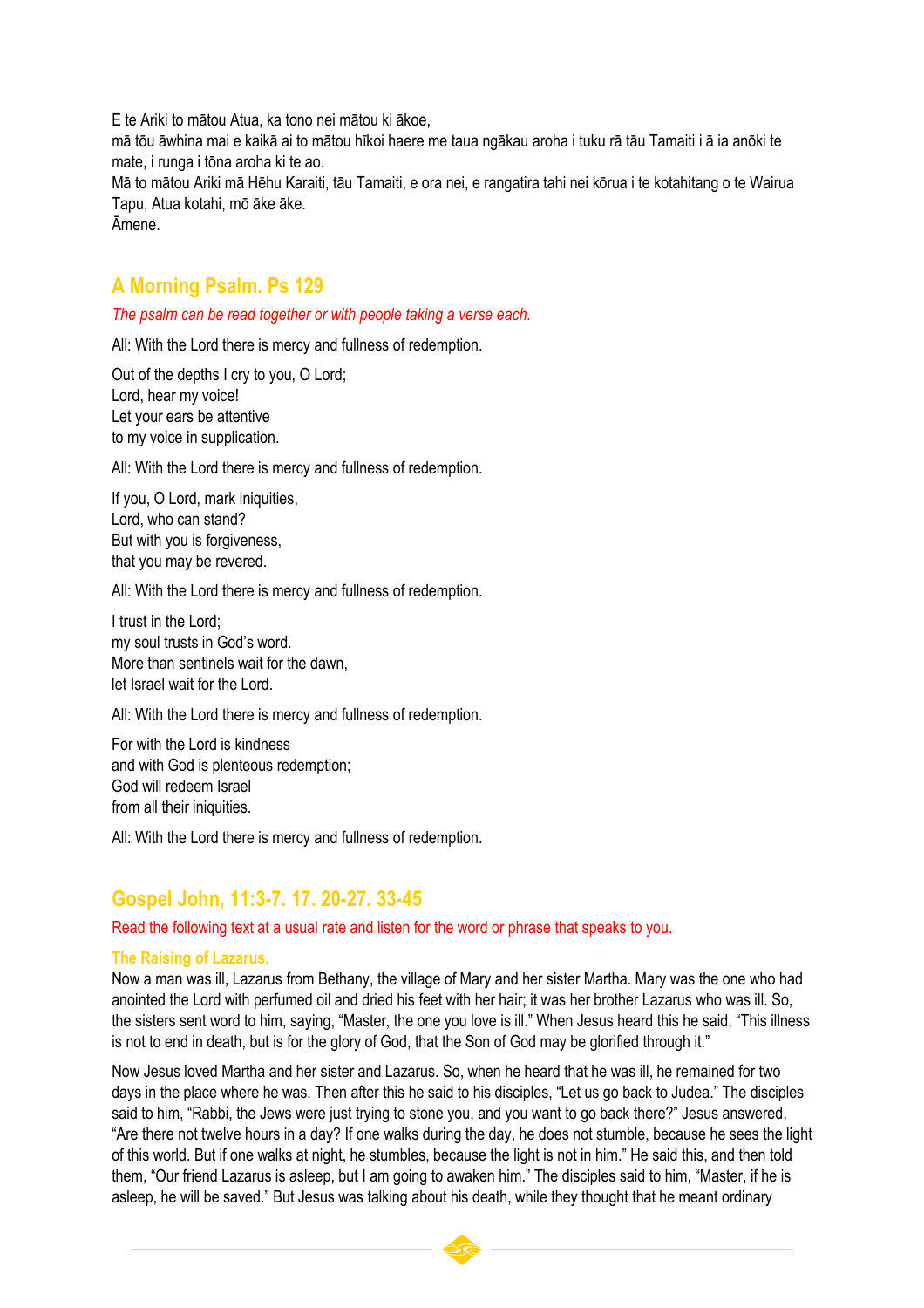E te Ariki to mātou Atua, ka tono nei mātou ki ākoe,
mā tōu āwhina mai e kaikā ai to mātou hīkoi haere me taua ngākau aroha i tuku rā tāu Tamaiti i ā ia anōki te mate, i runga i tōna aroha ki te ao.
Mā to mātou Ariki mā Hēhu Karaiti, tāu Tamaiti, e ora nei, e rangatira tahi nei kōrua i te kotahitang o te Wairua Tapu, Atua kotahi, mō āke āke.
Āmene.

## A Morning Psalm. Ps 129

*The psalm can be read together or with people taking a verse each.*

All: With the Lord there is mercy and fullness of redemption.

Out of the depths I cry to you, O Lord;
Lord, hear my voice!
Let your ears be attentive
to my voice in supplication.

All: With the Lord there is mercy and fullness of redemption.

If you, O Lord, mark iniquities,
Lord, who can stand?
But with you is forgiveness,
that you may be revered.

All: With the Lord there is mercy and fullness of redemption.

I trust in the Lord;
my soul trusts in God's word.
More than sentinels wait for the dawn,
let Israel wait for the Lord.

All: With the Lord there is mercy and fullness of redemption.

For with the Lord is kindness
and with God is plenteous redemption;
God will redeem Israel
from all their iniquities.

All: With the Lord there is mercy and fullness of redemption.

## Gospel John, 11:3-7. 17. 20-27. 33-45

Read the following text at a usual rate and listen for the word or phrase that speaks to you.

### The Raising of Lazarus.

Now a man was ill, Lazarus from Bethany, the village of Mary and her sister Martha. Mary was the one who had anointed the Lord with perfumed oil and dried his feet with her hair; it was her brother Lazarus who was ill. So, the sisters sent word to him, saying, "Master, the one you love is ill." When Jesus heard this he said, "This illness is not to end in death, but is for the glory of God, that the Son of God may be glorified through it."

Now Jesus loved Martha and her sister and Lazarus. So, when he heard that he was ill, he remained for two days in the place where he was. Then after this he said to his disciples, "Let us go back to Judea." The disciples said to him, "Rabbi, the Jews were just trying to stone you, and you want to go back there?" Jesus answered, "Are there not twelve hours in a day? If one walks during the day, he does not stumble, because he sees the light of this world. But if one walks at night, he stumbles, because the light is not in him." He said this, and then told them, "Our friend Lazarus is asleep, but I am going to awaken him." The disciples said to him, "Master, if he is asleep, he will be saved." But Jesus was talking about his death, while they thought that he meant ordinary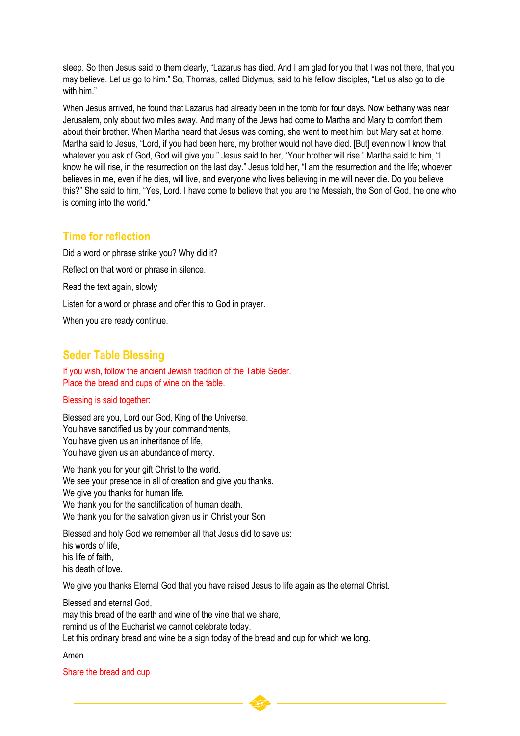sleep. So then Jesus said to them clearly, "Lazarus has died. And I am glad for you that I was not there, that you may believe. Let us go to him." So, Thomas, called Didymus, said to his fellow disciples, "Let us also go to die with him."

When Jesus arrived, he found that Lazarus had already been in the tomb for four days. Now Bethany was near Jerusalem, only about two miles away. And many of the Jews had come to Martha and Mary to comfort them about their brother. When Martha heard that Jesus was coming, she went to meet him; but Mary sat at home. Martha said to Jesus, "Lord, if you had been here, my brother would not have died. [But] even now I know that whatever you ask of God, God will give you." Jesus said to her, "Your brother will rise." Martha said to him, "I know he will rise, in the resurrection on the last day." Jesus told her, "I am the resurrection and the life; whoever believes in me, even if he dies, will live, and everyone who lives believing in me will never die. Do you believe this?" She said to him, "Yes, Lord. I have come to believe that you are the Messiah, the Son of God, the one who is coming into the world."

## Time for reflection

Did a word or phrase strike you? Why did it?

Reflect on that word or phrase in silence.

Read the text again, slowly

Listen for a word or phrase and offer this to God in prayer.

When you are ready continue.

## Seder Table Blessing

If you wish, follow the ancient Jewish tradition of the Table Seder.
Place the bread and cups of wine on the table.

Blessing is said together:

Blessed are you, Lord our God, King of the Universe.
You have sanctified us by your commandments,
You have given us an inheritance of life,
You have given us an abundance of mercy.

We thank you for your gift Christ to the world.
We see your presence in all of creation and give you thanks.
We give you thanks for human life.
We thank you for the sanctification of human death.
We thank you for the salvation given us in Christ your Son

Blessed and holy God we remember all that Jesus did to save us:
his words of life,
his life of faith,
his death of love.

We give you thanks Eternal God that you have raised Jesus to life again as the eternal Christ.

Blessed and eternal God,
may this bread of the earth and wine of the vine that we share,
remind us of the Eucharist we cannot celebrate today.
Let this ordinary bread and wine be a sign today of the bread and cup for which we long.

Amen

Share the bread and cup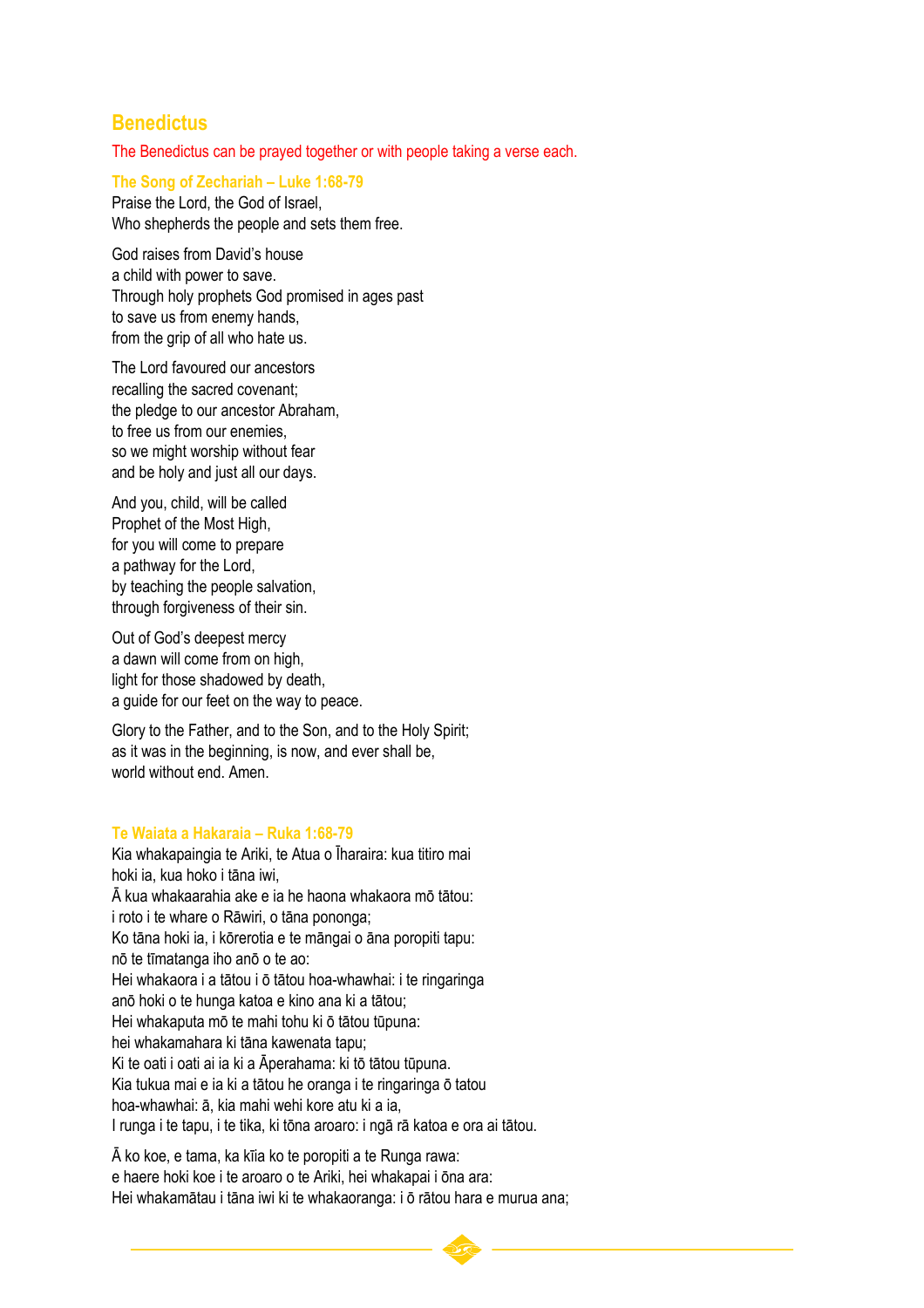## Benedictus

The Benedictus can be prayed together or with people taking a verse each.

### The Song of Zechariah – Luke 1:68-79

Praise the Lord, the God of Israel,
Who shepherds the people and sets them free.

God raises from David's house
a child with power to save.
Through holy prophets God promised in ages past
to save us from enemy hands,
from the grip of all who hate us.

The Lord favoured our ancestors
recalling the sacred covenant;
the pledge to our ancestor Abraham,
to free us from our enemies,
so we might worship without fear
and be holy and just all our days.

And you, child, will be called
Prophet of the Most High,
for you will come to prepare
a pathway for the Lord,
by teaching the people salvation,
through forgiveness of their sin.

Out of God's deepest mercy
a dawn will come from on high,
light for those shadowed by death,
a guide for our feet on the way to peace.

Glory to the Father, and to the Son, and to the Holy Spirit;
as it was in the beginning, is now, and ever shall be,
world without end. Amen.

### Te Waiata a Hakaraia – Ruka 1:68-79

Kia whakapaingia te Ariki, te Atua o Īharaira: kua titiro mai
hoki ia, kua hoko i tāna iwi,
Ā kua whakaarahia ake e ia he haona whakaora mō tātou:
i roto i te whare o Rāwiri, o tāna pononga;
Ko tāna hoki ia, i kōrerotia e te māngai o āna poropiti tapu:
nō te tīmatanga iho anō o te ao:
Hei whakaora i a tātou i ō tātou hoa-whawhai: i te ringaringa
anō hoki o te hunga katoa e kino ana ki a tātou;
Hei whakaputa mō te mahi tohu ki ō tātou tūpuna:
hei whakamahara ki tāna kawenata tapu;
Ki te oati i oati ai ia ki a Āperahama: ki tō tātou tūpuna.
Kia tukua mai e ia ki a tātou he oranga i te ringaringa ō tatou
hoa-whawhai: ā, kia mahi wehi kore atu ki a ia,
I runga i te tapu, i te tika, ki tōna aroaro: i ngā rā katoa e ora ai tātou.

Ā ko koe, e tama, ka kīia ko te poropiti a te Runga rawa:
e haere hoki koe i te aroaro o te Ariki, hei whakapai i ōna ara:
Hei whakamātau i tāna iwi ki te whakaoranga: i ō rātou hara e murua ana;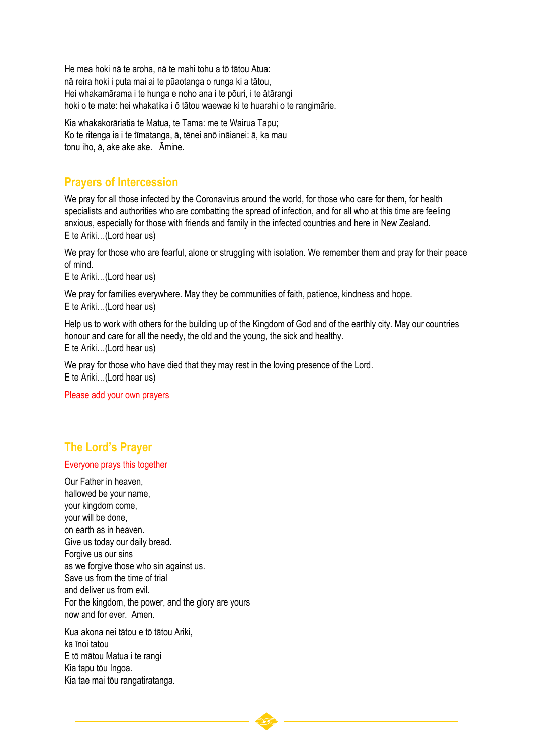He mea hoki nā te aroha, nā te mahi tohu a tō tātou Atua:
nā reira hoki i puta mai ai te pūaotanga o runga ki a tātou,
Hei whakamārama i te hunga e noho ana i te pōuri, i te ātārangi
hoki o te mate: hei whakatika i ō tātou waewae ki te huarahi o te rangimārie.

Kia whakakorāriatia te Matua, te Tama: me te Wairua Tapu;
Ko te ritenga ia i te tīmatanga, ā, tēnei anō ināianei: ā, ka mau
tonu iho, ā, ake ake ake. Āmine.

## Prayers of Intercession

We pray for all those infected by the Coronavirus around the world, for those who care for them, for health specialists and authorities who are combatting the spread of infection, and for all who at this time are feeling anxious, especially for those with friends and family in the infected countries and here in New Zealand.
E te Ariki…(Lord hear us)

We pray for those who are fearful, alone or struggling with isolation. We remember them and pray for their peace of mind.
E te Ariki…(Lord hear us)

We pray for families everywhere. May they be communities of faith, patience, kindness and hope.
E te Ariki…(Lord hear us)

Help us to work with others for the building up of the Kingdom of God and of the earthly city. May our countries honour and care for all the needy, the old and the young, the sick and healthy.
E te Ariki…(Lord hear us)

We pray for those who have died that they may rest in the loving presence of the Lord.
E te Ariki…(Lord hear us)

Please add your own prayers

## The Lord's Prayer

Everyone prays this together

Our Father in heaven,
hallowed be your name,
your kingdom come,
your will be done,
on earth as in heaven.
Give us today our daily bread.
Forgive us our sins
as we forgive those who sin against us.
Save us from the time of trial
and deliver us from evil.
For the kingdom, the power, and the glory are yours
now and for ever. Amen.

Kua akona nei tātou e tō tātou Ariki,
ka īnoi tatou
E tō mātou Matua i te rangi
Kia tapu tōu Ingoa.
Kia tae mai tōu rangatiratanga.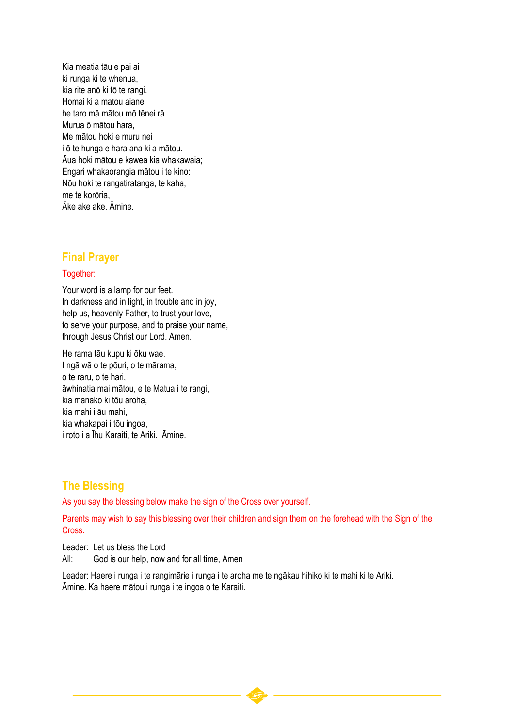Kia meatia tāu e pai ai
ki runga ki te whenua,
kia rite anō ki tō te rangi.
Hōmai ki a mātou āianei
he taro mā mātou mō tēnei rā.
Murua ō mātou hara,
Me mātou hoki e muru nei
i ō te hunga e hara ana ki a mātou.
Āua hoki mātou e kawea kia whakawaia;
Engari whakaorangia mātou i te kino:
Nōu hoki te rangatiratanga, te kaha,
me te korōria,
Āke ake ake. Āmine.

## Final Prayer

Together:

Your word is a lamp for our feet.
In darkness and in light, in trouble and in joy,
help us, heavenly Father, to trust your love,
to serve your purpose, and to praise your name,
through Jesus Christ our Lord. Amen.

He rama tāu kupu ki ōku wae.
I ngā wā o te pōuri, o te mārama,
o te raru, o te hari,
āwhinatia mai mātou, e te Matua i te rangi,
kia manako ki tōu aroha,
kia mahi i āu mahi,
kia whakapai i tōu ingoa,
i roto i a Īhu Karaiti, te Ariki. Āmine.

## The Blessing

As you say the blessing below make the sign of the Cross over yourself.

Parents may wish to say this blessing over their children and sign them on the forehead with the Sign of the Cross.

Leader: Let us bless the Lord
All: God is our help, now and for all time, Amen

Leader: Haere i runga i te rangimārie i runga i te aroha me te ngākau hihiko ki te mahi ki te Ariki.
Āmine. Ka haere mātou i runga i te ingoa o te Karaiti.